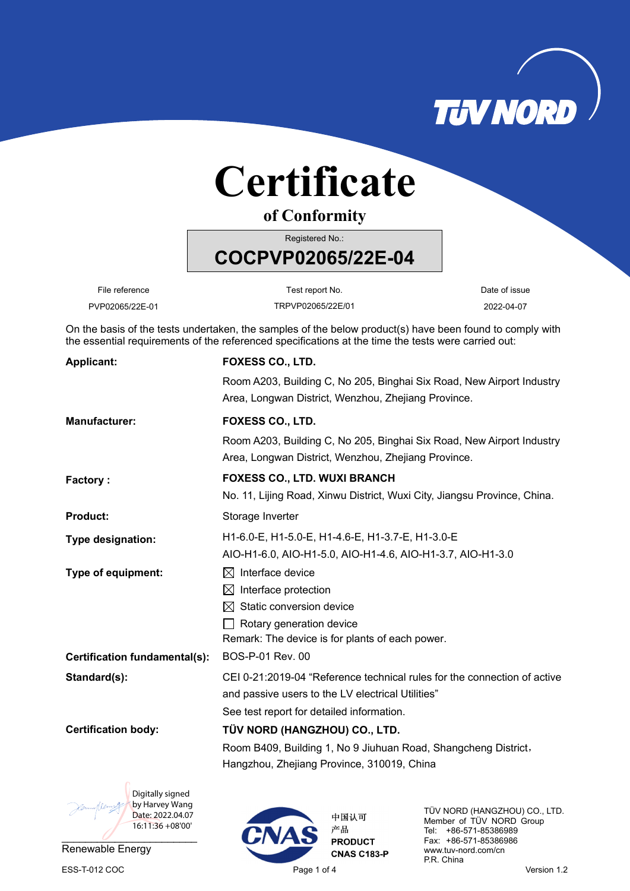# Certificate

## of Conformity

Registered No.:

**COCPVP02065/22E-04**

| File reference | Test report No. | Date of issue |
|---|---|---|
| PVP02065/22E-01 | TRPVP02065/22E/01 | 2022-04-07 |

On the basis of the tests undertaken, the samples of the below product(s) have been found to comply with the essential requirements of the referenced specifications at the time the tests were carried out:

**Applicant:** **FOXESS CO., LTD.**
Room A203, Building C, No 205, Binghai Six Road, New Airport Industry Area, Longwan District, Wenzhou, Zhejiang Province.

**Manufacturer:** **FOXESS CO., LTD.**
Room A203, Building C, No 205, Binghai Six Road, New Airport Industry Area, Longwan District, Wenzhou, Zhejiang Province.

**Factory :** **FOXESS CO., LTD. WUXI BRANCH**
No. 11, Lijing Road, Xinwu District, Wuxi City, Jiangsu Province, China.

**Product:** Storage Inverter

**Type designation:** H1-6.0-E, H1-5.0-E, H1-4.6-E, H1-3.7-E, H1-3.0-E
AIO-H1-6.0, AIO-H1-5.0, AIO-H1-4.6, AIO-H1-3.7, AIO-H1-3.0

**Type of equipment:**
- ☒ Interface device
- ☒ Interface protection
- ☒ Static conversion device
- ☐ Rotary generation device

Remark: The device is for plants of each power.

**Certification fundamental(s):** BOS-P-01 Rev. 00

**Standard(s):** CEI 0-21:2019-04 “Reference technical rules for the connection of active and passive users to the LV electrical Utilities”
See test report for detailed information.

**Certification body:** **TÜV NORD (HANGZHOU) CO., LTD.**
Room B409, Building 1, No 9 Jiuhuan Road, Shangcheng District, Hangzhou, Zhejiang Province, 310019, China

Digitally signed by Harvey Wang
Date: 2022.04.07 16:11:36 +08'00'

Renewable Energy

中国认可
产品
PRODUCT
CNAS C183-P

TÜV NORD (HANGZHOU) CO., LTD.
Member of TÜV NORD Group
Tel: +86-571-85386989
Fax: +86-571-85386986
www.tuv-nord.com/cn
P.R. China

ESS-T-012 COC — Version 1.2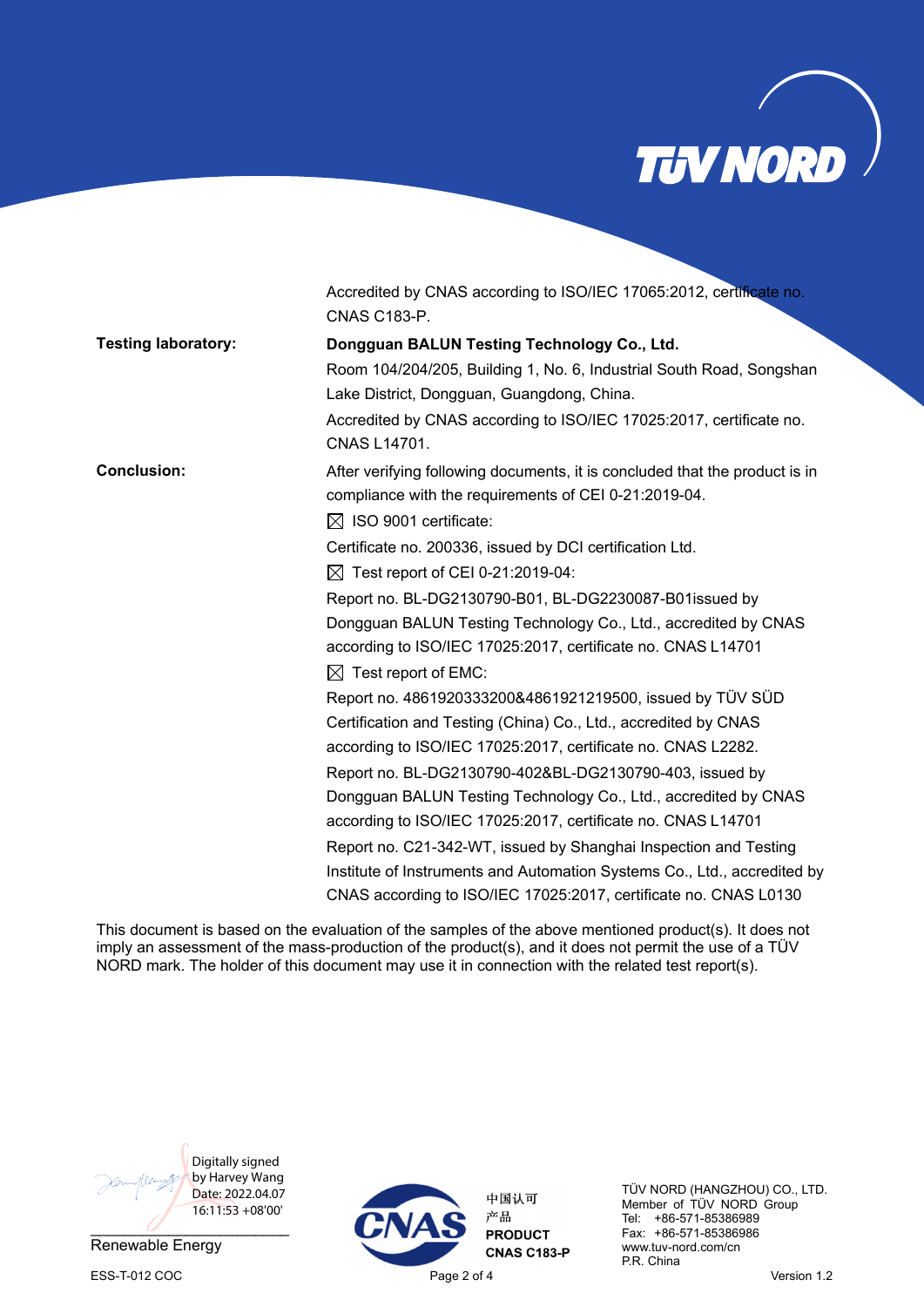| | |
|---|---|
| | Accredited by CNAS according to ISO/IEC 17065:2012, certificate no. CNAS C183-P. |
| **Testing laboratory:** | **Dongguan BALUN Testing Technology Co., Ltd.**<br>Room 104/204/205, Building 1, No. 6, Industrial South Road, Songshan Lake District, Dongguan, Guangdong, China.<br>Accredited by CNAS according to ISO/IEC 17025:2017, certificate no. CNAS L14701. |
| **Conclusion:** | After verifying following documents, it is concluded that the product is in compliance with the requirements of CEI 0-21:2019-04.<br>☒ ISO 9001 certificate:<br>Certificate no. 200336, issued by DCI certification Ltd.<br>☒ Test report of CEI 0-21:2019-04:<br>Report no. BL-DG2130790-B01, BL-DG2230087-B01issued by Dongguan BALUN Testing Technology Co., Ltd., accredited by CNAS according to ISO/IEC 17025:2017, certificate no. CNAS L14701<br>☒ Test report of EMC:<br>Report no. 4861920333200&4861921219500, issued by TÜV SÜD Certification and Testing (China) Co., Ltd., accredited by CNAS according to ISO/IEC 17025:2017, certificate no. CNAS L2282.<br>Report no. BL-DG2130790-402&BL-DG2130790-403, issued by Dongguan BALUN Testing Technology Co., Ltd., accredited by CNAS according to ISO/IEC 17025:2017, certificate no. CNAS L14701<br>Report no. C21-342-WT, issued by Shanghai Inspection and Testing Institute of Instruments and Automation Systems Co., Ltd., accredited by CNAS according to ISO/IEC 17025:2017, certificate no. CNAS L0130 |

This document is based on the evaluation of the samples of the above mentioned product(s). It does not imply an assessment of the mass-production of the product(s), and it does not permit the use of a TÜV NORD mark. The holder of this document may use it in connection with the related test report(s).

Digitally signed by Harvey Wang
Date: 2022.04.07 16:11:53 +08'00'

Renewable Energy

中国认可
产品
**PRODUCT**
**CNAS C183-P**

TÜV NORD (HANGZHOU) CO., LTD.
Member of TÜV NORD Group
Tel: +86-571-85386989
Fax: +86-571-85386986
www.tuv-nord.com/cn
P.R. China

ESS-T-012 COC

Version 1.2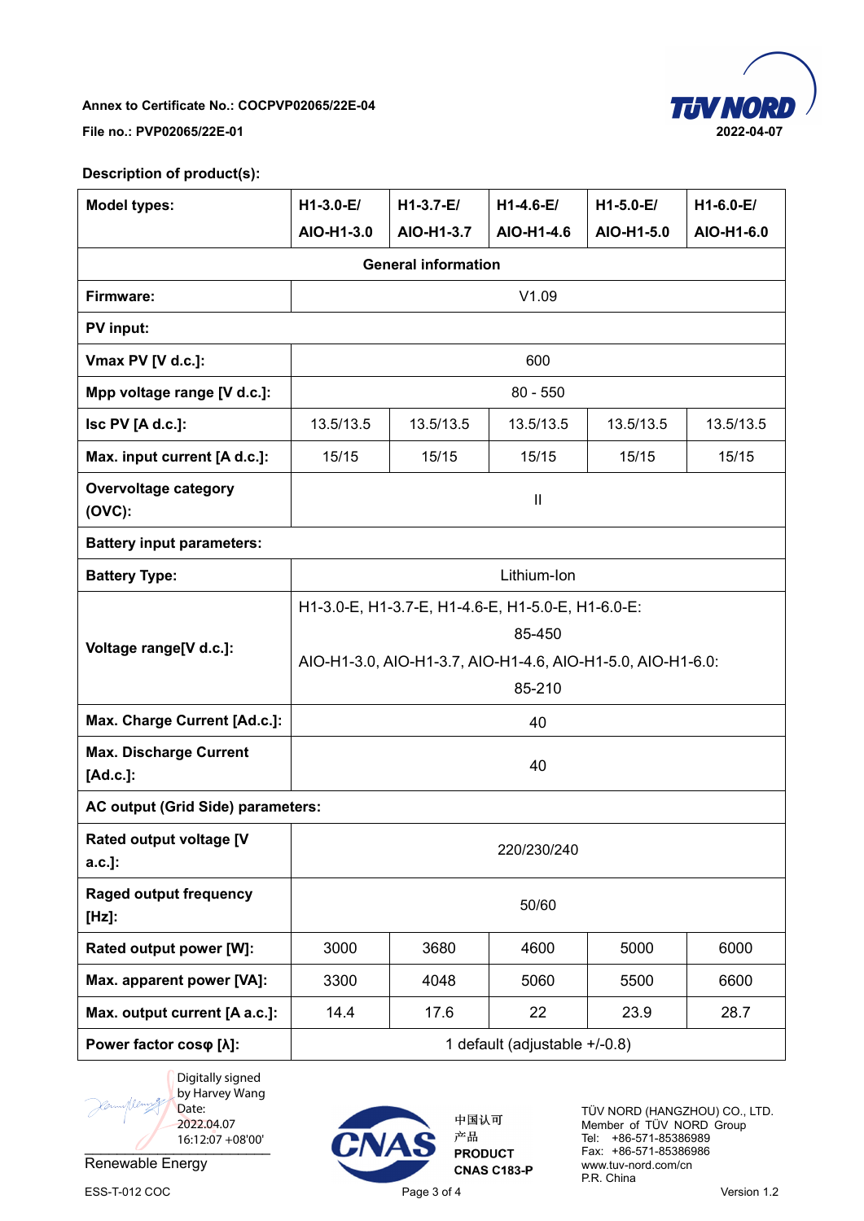Annex to Certificate No.: COCPVP02065/22E-04

File no.: PVP02065/22E-01

2022-04-07

**Description of product(s):**

| **Model types:** | **H1-3.0-E/ AIO-H1-3.0** | **H1-3.7-E/ AIO-H1-3.7** | **H1-4.6-E/ AIO-H1-4.6** | **H1-5.0-E/ AIO-H1-5.0** | **H1-6.0-E/ AIO-H1-6.0** |
|---|---|---|---|---|---|
| **General information** | | | | | |
| **Firmware:** | V1.09 | | | | |
| **PV input:** | | | | | |
| **Vmax PV [V d.c.]:** | 600 | | | | |
| **Mpp voltage range [V d.c.]:** | 80 - 550 | | | | |
| **Isc PV [A d.c.]:** | 13.5/13.5 | 13.5/13.5 | 13.5/13.5 | 13.5/13.5 | 13.5/13.5 |
| **Max. input current [A d.c.]:** | 15/15 | 15/15 | 15/15 | 15/15 | 15/15 |
| **Overvoltage category (OVC):** | II | | | | |
| **Battery input parameters:** | | | | | |
| **Battery Type:** | Lithium-Ion | | | | |
| **Voltage range[V d.c.]:** | H1-3.0-E, H1-3.7-E, H1-4.6-E, H1-5.0-E, H1-6.0-E: 85-450 AIO-H1-3.0, AIO-H1-3.7, AIO-H1-4.6, AIO-H1-5.0, AIO-H1-6.0: 85-210 | | | | |
| **Max. Charge Current [Ad.c.]:** | 40 | | | | |
| **Max. Discharge Current [Ad.c.]:** | 40 | | | | |
| **AC output (Grid Side) parameters:** | | | | | |
| **Rated output voltage [V a.c.]:** | 220/230/240 | | | | |
| **Raged output frequency [Hz]:** | 50/60 | | | | |
| **Rated output power [W]:** | 3000 | 3680 | 4600 | 5000 | 6000 |
| **Max. apparent power [VA]:** | 3300 | 4048 | 5060 | 5500 | 6600 |
| **Max. output current [A a.c.]:** | 14.4 | 17.6 | 22 | 23.9 | 28.7 |
| **Power factor cosφ [λ]:** | 1 default (adjustable +/-0.8) | | | | |

Digitally signed by Harvey Wang
Date: 2022.04.07 16:12:07 +08'00'

Renewable Energy

中国认可
产品
**PRODUCT**
**CNAS C183-P**

TÜV NORD (HANGZHOU) CO., LTD.
Member of TÜV NORD Group
Tel: +86-571-85386989
Fax: +86-571-85386986
www.tuv-nord.com/cn
P.R. China

ESS-T-012 COC

Version 1.2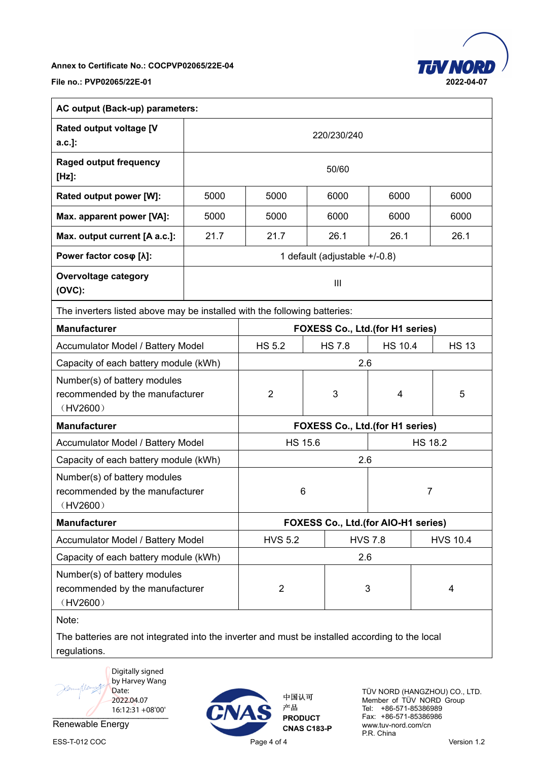Annex to Certificate No.: COCPVP02065/22E-04

File no.: PVP02065/22E-01

2022-04-07

| AC output (Back-up) parameters: | | | | | |
|---|---|---|---|---|---|
| Rated output voltage [V a.c.]: | 220/230/240 | | | | |
| Raged output frequency [Hz]: | 50/60 | | | | |
| Rated output power [W]: | 5000 | 5000 | 6000 | 6000 | 6000 |
| Max. apparent power [VA]: | 5000 | 5000 | 6000 | 6000 | 6000 |
| Max. output current [A a.c.]: | 21.7 | 21.7 | 26.1 | 26.1 | 26.1 |
| Power factor cosφ [λ]: | 1 default (adjustable +/-0.8) | | | | |
| Overvoltage category (OVC): | III | | | | |

The inverters listed above may be installed with the following batteries:

| **Manufacturer** | **FOXESS Co., Ltd.(for H1 series)** | | | |
|---|---|---|---|---|
| Accumulator Model / Battery Model | HS 5.2 | HS 7.8 | HS 10.4 | HS 13 |
| Capacity of each battery module (kWh) | 2.6 | | | |
| Number(s) of battery modules recommended by the manufacturer （HV2600） | 2 | 3 | 4 | 5 |

| **Manufacturer** | **FOXESS Co., Ltd.(for H1 series)** | |
|---|---|---|
| Accumulator Model / Battery Model | HS 15.6 | HS 18.2 |
| Capacity of each battery module (kWh) | 2.6 | |
| Number(s) of battery modules recommended by the manufacturer （HV2600） | 6 | 7 |

| **Manufacturer** | **FOXESS Co., Ltd.(for AIO-H1 series)** | | |
|---|---|---|---|
| Accumulator Model / Battery Model | HVS 5.2 | HVS 7.8 | HVS 10.4 |
| Capacity of each battery module (kWh) | 2.6 | | |
| Number(s) of battery modules recommended by the manufacturer （HV2600） | 2 | 3 | 4 |

Note:

The batteries are not integrated into the inverter and must be installed according to the local regulations.

Digitally signed by Harvey Wang
Date: 2022.04.07 16:12:31 +08'00'

Renewable Energy

中国认可
产品
PRODUCT
CNAS C183-P

TÜV NORD (HANGZHOU) CO., LTD.
Member of TÜV NORD Group
Tel: +86-571-85386989
Fax: +86-571-85386986
www.tuv-nord.com/cn
P.R. China

ESS-T-012 COC

Version 1.2